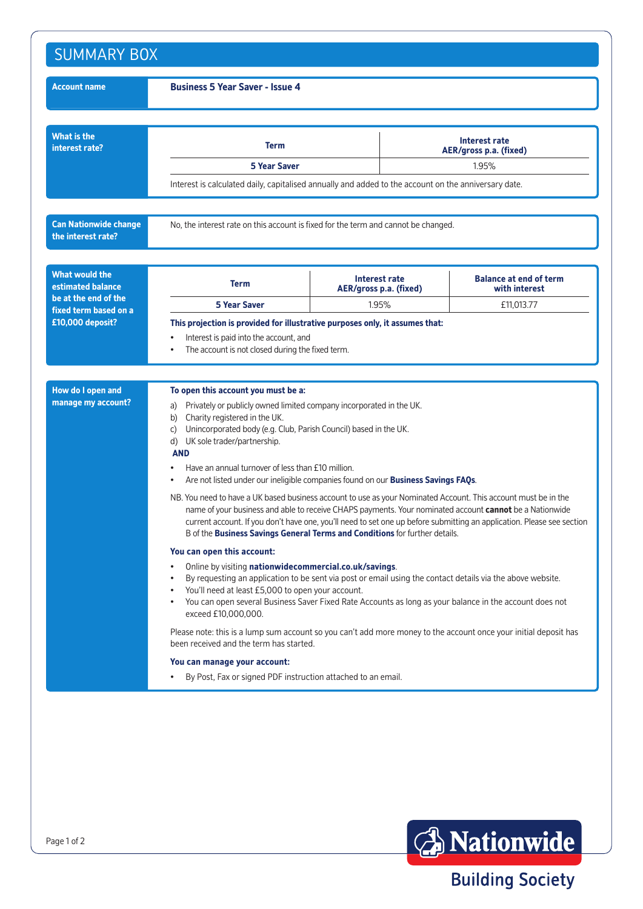# SUMMARY BOX

| | |
|---|---|
| **Account name** | **Business 5 Year Saver - Issue 4** |

**What is the interest rate?**

| Term | Interest rate AER/gross p.a. (fixed) |
|---|---|
| **5 Year Saver** | 1.95% |

Interest is calculated daily, capitalised annually and added to the account on the anniversary date.

**Can Nationwide change the interest rate?**

No, the interest rate on this account is fixed for the term and cannot be changed.

**What would the estimated balance be at the end of the fixed term based on a £10,000 deposit?**

| Term | Interest rate AER/gross p.a. (fixed) | Balance at end of term with interest |
|---|---|---|
| **5 Year Saver** | 1.95% | £11,013.77 |

**This projection is provided for illustrative purposes only, it assumes that:**

- Interest is paid into the account, and
- The account is not closed during the fixed term.

**How do I open and manage my account?**

**To open this account you must be a:**

a) Privately or publicly owned limited company incorporated in the UK.
b) Charity registered in the UK.
c) Unincorporated body (e.g. Club, Parish Council) based in the UK.
d) UK sole trader/partnership.

**AND**

- Have an annual turnover of less than £10 million.
- Are not listed under our ineligible companies found on our **Business Savings FAQs**.

NB. You need to have a UK based business account to use as your Nominated Account. This account must be in the name of your business and able to receive CHAPS payments. Your nominated account **cannot** be a Nationwide current account. If you don't have one, you'll need to set one up before submitting an application. Please see section B of the **Business Savings General Terms and Conditions** for further details.

**You can open this account:**

- Online by visiting **nationwidecommercial.co.uk/savings**.
- By requesting an application to be sent via post or email using the contact details via the above website.
- You'll need at least £5,000 to open your account.
- You can open several Business Saver Fixed Rate Accounts as long as your balance in the account does not exceed £10,000,000.

Please note: this is a lump sum account so you can't add more money to the account once your initial deposit has been received and the term has started.

**You can manage your account:**

- By Post, Fax or signed PDF instruction attached to an email.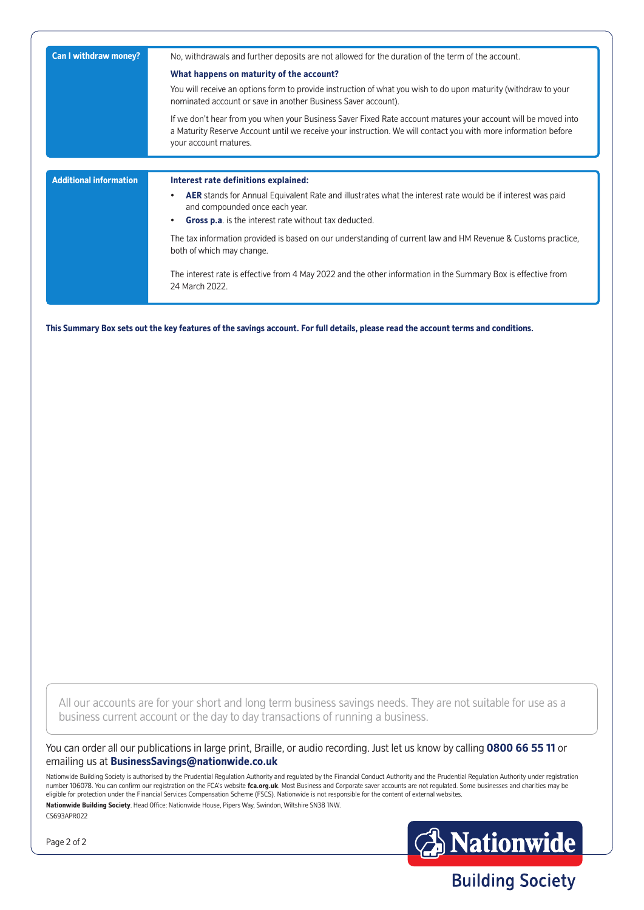| | |
|---|---|
| **Can I withdraw money?** | No, withdrawals and further deposits are not allowed for the duration of the term of the account.<br><br>**What happens on maturity of the account?**<br><br>You will receive an options form to provide instruction of what you wish to do upon maturity (withdraw to your nominated account or save in another Business Saver account).<br><br>If we don't hear from you when your Business Saver Fixed Rate account matures your account will be moved into a Maturity Reserve Account until we receive your instruction. We will contact you with more information before your account matures. |

| | |
|---|---|
| **Additional information** | **Interest rate definitions explained:**<br><br>• **AER** stands for Annual Equivalent Rate and illustrates what the interest rate would be if interest was paid and compounded once each year.<br>• **Gross p.a**. is the interest rate without tax deducted.<br><br>The tax information provided is based on our understanding of current law and HM Revenue & Customs practice, both of which may change.<br><br>The interest rate is effective from 4 May 2022 and the other information in the Summary Box is effective from 24 March 2022. |

**This Summary Box sets out the key features of the savings account. For full details, please read the account terms and conditions.**

All our accounts are for your short and long term business savings needs. They are not suitable for use as a business current account or the day to day transactions of running a business.

You can order all our publications in large print, Braille, or audio recording. Just let us know by calling **0800 66 55 11** or emailing us at **BusinessSavings@nationwide.co.uk**

Nationwide Building Society is authorised by the Prudential Regulation Authority and regulated by the Financial Conduct Authority and the Prudential Regulation Authority under registration number 106078. You can confirm our registration on the FCA's website **fca.org.uk**. Most Business and Corporate saver accounts are not regulated. Some businesses and charities may be eligible for protection under the Financial Services Compensation Scheme (FSCS). Nationwide is not responsible for the content of external websites.

**Nationwide Building Society**. Head Office: Nationwide House, Pipers Way, Swindon, Wiltshire SN38 1NW.

CS693APR022

Nationwide Building Society